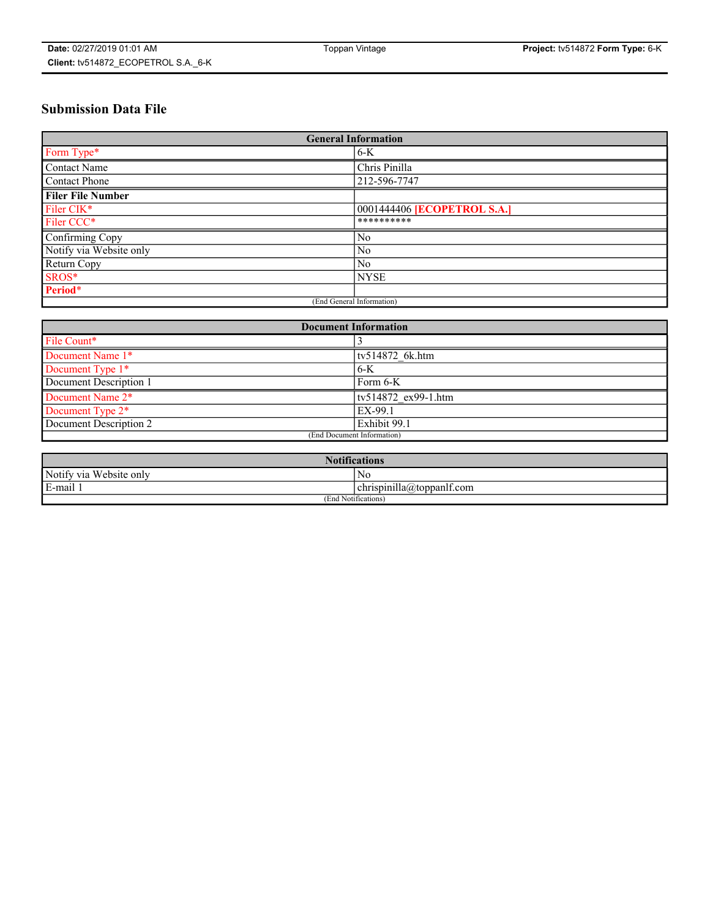# Submission Data File

| General Information | |
|---|---|
| Form Type* | 6-K |
| Contact Name | Chris Pinilla |
| Contact Phone | 212-596-7747 |
| **Filer File Number** | |
| Filer CIK* | 0001444406 **[ECOPETROL S.A.]** |
| Filer CCC* | ********** |
| Confirming Copy | No |
| Notify via Website only | No |
| Return Copy | No |
| SROS* | NYSE |
| **Period*** | |
| (End General Information) | |

| Document Information | |
|---|---|
| File Count* | 3 |
| Document Name 1* | tv514872_6k.htm |
| Document Type 1* | 6-K |
| Document Description 1 | Form 6-K |
| Document Name 2* | tv514872_ex99-1.htm |
| Document Type 2* | EX-99.1 |
| Document Description 2 | Exhibit 99.1 |
| (End Document Information) | |

| Notifications | |
|---|---|
| Notify via Website only | No |
| E-mail 1 | chrispinilla@toppanlf.com |
| (End Notifications) | |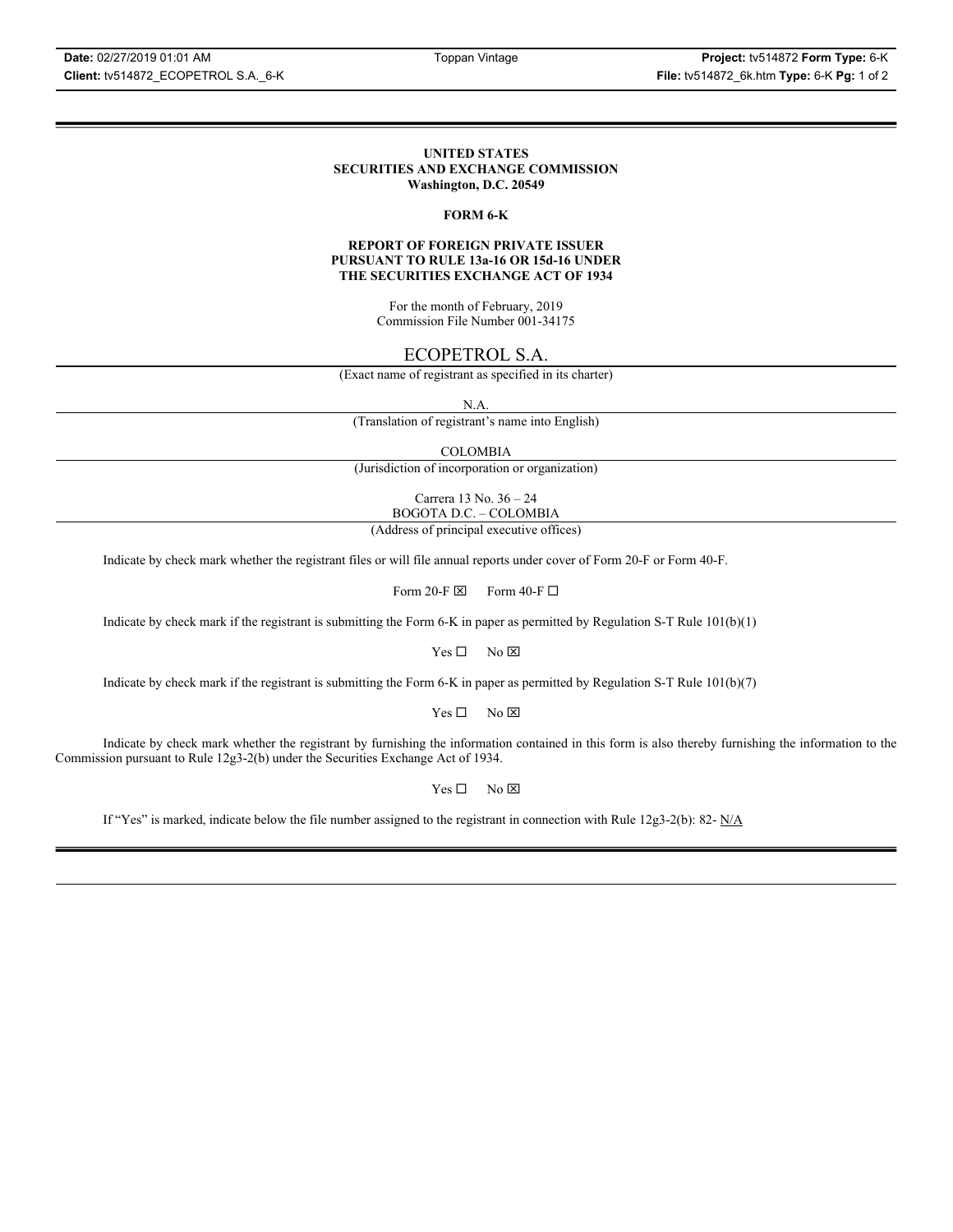# UNITED STATES
# SECURITIES AND EXCHANGE COMMISSION
**Washington, D.C. 20549**

## FORM 6-K

### REPORT OF FOREIGN PRIVATE ISSUER PURSUANT TO RULE 13a-16 OR 15d-16 UNDER THE SECURITIES EXCHANGE ACT OF 1934

For the month of February, 2019
Commission File Number 001-34175

ECOPETROL S.A.

(Exact name of registrant as specified in its charter)

N.A.

(Translation of registrant's name into English)

COLOMBIA

(Jurisdiction of incorporation or organization)

Carrera 13 No. 36 – 24
BOGOTA D.C. – COLOMBIA

(Address of principal executive offices)

Indicate by check mark whether the registrant files or will file annual reports under cover of Form 20-F or Form 40-F.

Form 20-F ☒ Form 40-F ☐

Indicate by check mark if the registrant is submitting the Form 6-K in paper as permitted by Regulation S-T Rule 101(b)(1)

Yes ☐ No ☒

Indicate by check mark if the registrant is submitting the Form 6-K in paper as permitted by Regulation S-T Rule 101(b)(7)

Yes ☐ No ☒

Indicate by check mark whether the registrant by furnishing the information contained in this form is also thereby furnishing the information to the Commission pursuant to Rule 12g3-2(b) under the Securities Exchange Act of 1934.

Yes ☐ No ☒

If "Yes" is marked, indicate below the file number assigned to the registrant in connection with Rule 12g3-2(b): 82- N/A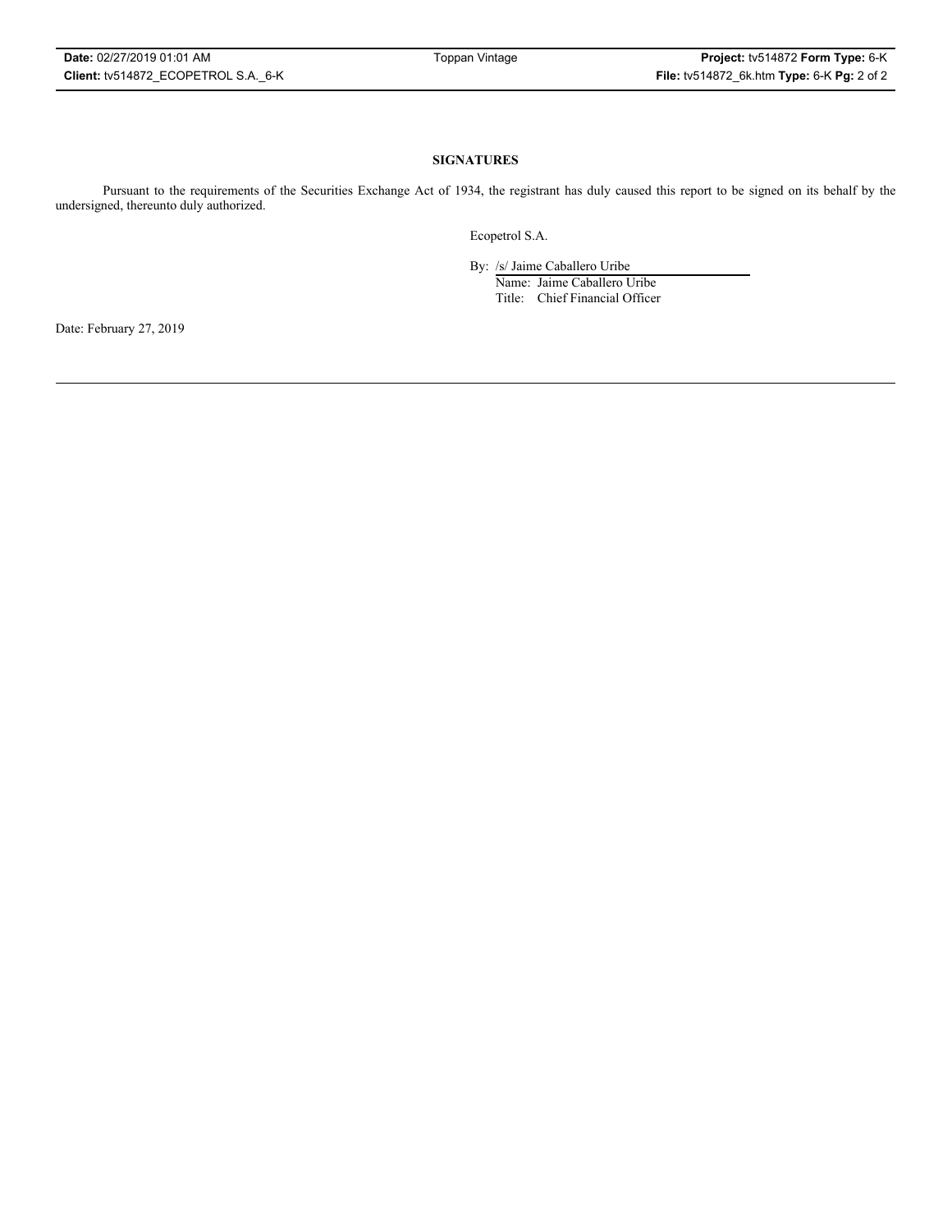**SIGNATURES**

Pursuant to the requirements of the Securities Exchange Act of 1934, the registrant has duly caused this report to be signed on its behalf by the undersigned, thereunto duly authorized.

Ecopetrol S.A.

By: /s/ Jaime Caballero Uribe

Name: Jaime Caballero Uribe

Title: Chief Financial Officer

Date: February 27, 2019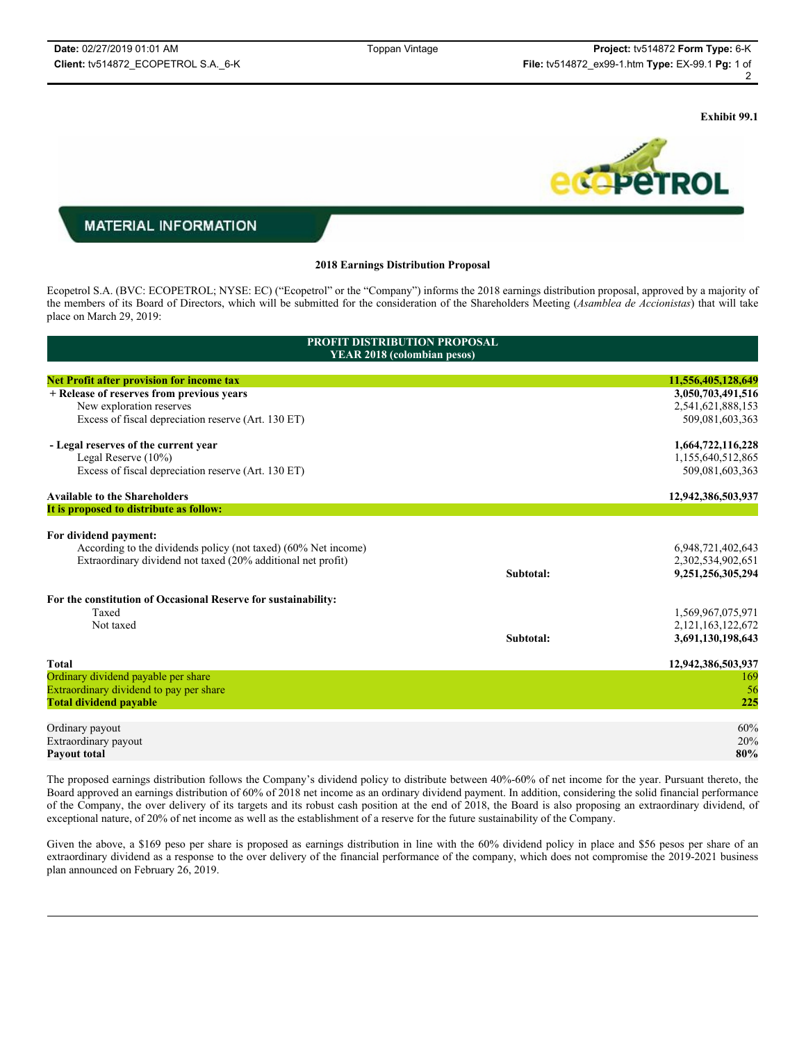Exhibit 99.1

MATERIAL INFORMATION

**2018 Earnings Distribution Proposal**

Ecopetrol S.A. (BVC: ECOPETROL; NYSE: EC) ("Ecopetrol" or the "Company") informs the 2018 earnings distribution proposal, approved by a majority of the members of its Board of Directors, which will be submitted for the consideration of the Shareholders Meeting (*Asamblea de Accionistas*) that will take place on March 29, 2019:

| PROFIT DISTRIBUTION PROPOSAL YEAR 2018 (colombian pesos) | | |
|---|---|---|
| **Net Profit after provision for income tax** | | **11,556,405,128,649** |
| **+ Release of reserves from previous years** | | **3,050,703,491,516** |
| New exploration reserves | | 2,541,621,888,153 |
| Excess of fiscal depreciation reserve (Art. 130 ET) | | 509,081,603,363 |
| **- Legal reserves of the current year** | | **1,664,722,116,228** |
| Legal Reserve (10%) | | 1,155,640,512,865 |
| Excess of fiscal depreciation reserve (Art. 130 ET) | | 509,081,603,363 |
| **Available to the Shareholders** | | **12,942,386,503,937** |
| **It is proposed to distribute as follow:** | | |
| **For dividend payment:** | | |
| According to the dividends policy (not taxed) (60% Net income) | | 6,948,721,402,643 |
| Extraordinary dividend not taxed (20% additional net profit) | | 2,302,534,902,651 |
| | **Subtotal:** | **9,251,256,305,294** |
| **For the constitution of Occasional Reserve for sustainability:** | | |
| Taxed | | 1,569,967,075,971 |
| Not taxed | | 2,121,163,122,672 |
| | **Subtotal:** | **3,691,130,198,643** |
| **Total** | | **12,942,386,503,937** |
| Ordinary dividend payable per share | | 169 |
| Extraordinary dividend to pay per share | | 56 |
| **Total dividend payable** | | **225** |
| Ordinary payout | | 60% |
| Extraordinary payout | | 20% |
| **Payout total** | | **80%** |

The proposed earnings distribution follows the Company's dividend policy to distribute between 40%-60% of net income for the year. Pursuant thereto, the Board approved an earnings distribution of 60% of 2018 net income as an ordinary dividend payment. In addition, considering the solid financial performance of the Company, the over delivery of its targets and its robust cash position at the end of 2018, the Board is also proposing an extraordinary dividend, of exceptional nature, of 20% of net income as well as the establishment of a reserve for the future sustainability of the Company.

Given the above, a $169 peso per share is proposed as earnings distribution in line with the 60% dividend policy in place and $56 pesos per share of an extraordinary dividend as a response to the over delivery of the financial performance of the company, which does not compromise the 2019-2021 business plan announced on February 26, 2019.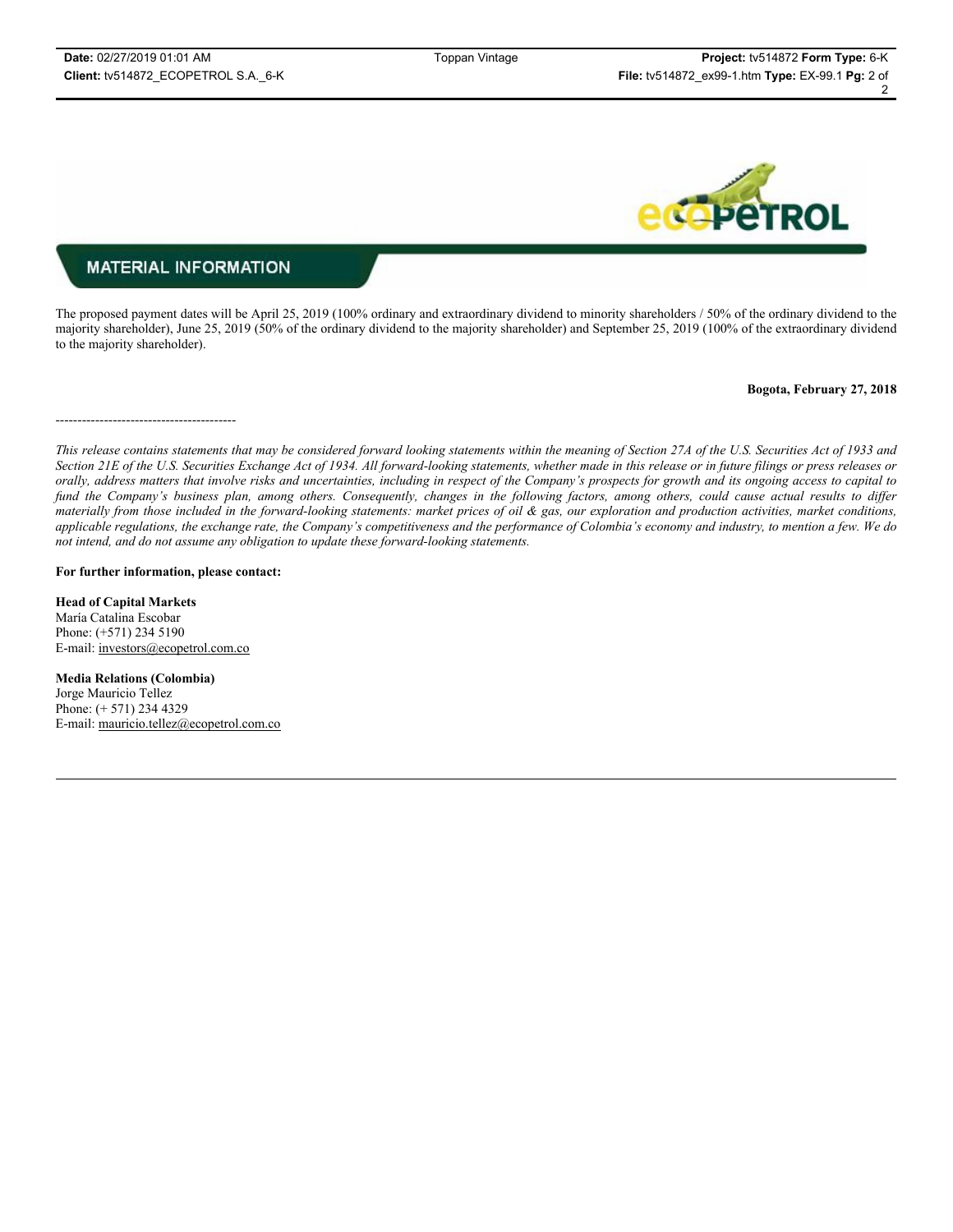## MATERIAL INFORMATION

The proposed payment dates will be April 25, 2019 (100% ordinary and extraordinary dividend to minority shareholders / 50% of the ordinary dividend to the majority shareholder), June 25, 2019 (50% of the ordinary dividend to the majority shareholder) and September 25, 2019 (100% of the extraordinary dividend to the majority shareholder).

**Bogota, February 27, 2018**

-----------------------------------------

*This release contains statements that may be considered forward looking statements within the meaning of Section 27A of the U.S. Securities Act of 1933 and Section 21E of the U.S. Securities Exchange Act of 1934. All forward-looking statements, whether made in this release or in future filings or press releases or orally, address matters that involve risks and uncertainties, including in respect of the Company's prospects for growth and its ongoing access to capital to fund the Company's business plan, among others. Consequently, changes in the following factors, among others, could cause actual results to differ materially from those included in the forward-looking statements: market prices of oil & gas, our exploration and production activities, market conditions, applicable regulations, the exchange rate, the Company's competitiveness and the performance of Colombia's economy and industry, to mention a few. We do not intend, and do not assume any obligation to update these forward-looking statements.*

**For further information, please contact:**

**Head of Capital Markets**
María Catalina Escobar
Phone: (+571) 234 5190
E-mail: investors@ecopetrol.com.co

**Media Relations (Colombia)**
Jorge Mauricio Tellez
Phone: (+ 571) 234 4329
E-mail: mauricio.tellez@ecopetrol.com.co